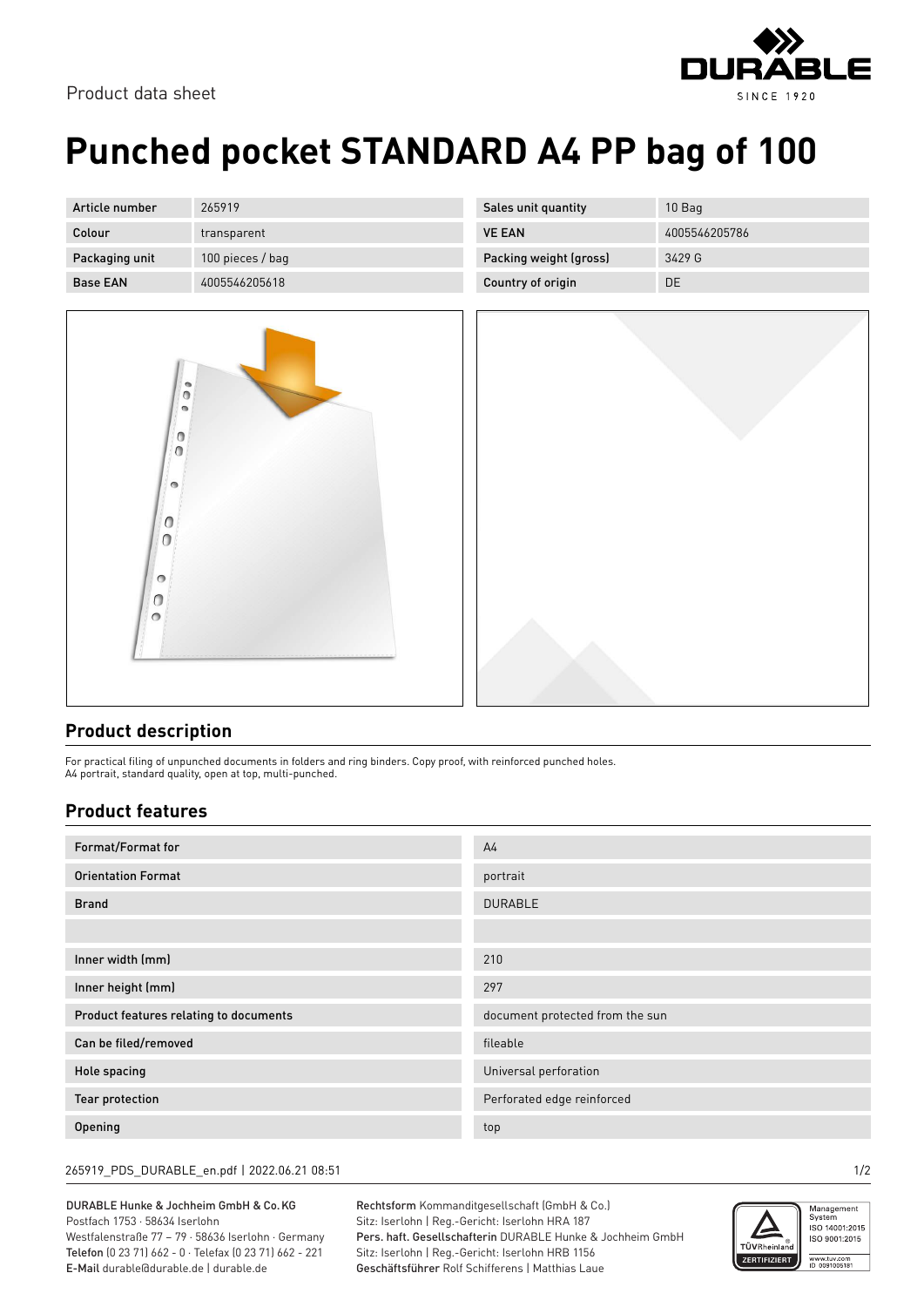Product data sheet

# Punched pocket STANDARD A4 PP bag of 100

| | | | |
|---|---|---|---|
| Article number | 265919 | Sales unit quantity | 10 Bag |
| Colour | transparent | VE EAN | 4005546205786 |
| Packaging unit | 100 pieces / bag | Packing weight (gross) | 3429 G |
| Base EAN | 4005546205618 | Country of origin | DE |

## Product description

For practical filing of unpunched documents in folders and ring binders. Copy proof, with reinforced punched holes.
A4 portrait, standard quality, open at top, multi-punched.

## Product features

| | |
|---|---|
| Format/Format for | A4 |
| Orientation Format | portrait |
| Brand | DURABLE |
| | |
| Inner width (mm) | 210 |
| Inner height (mm) | 297 |
| Product features relating to documents | document protected from the sun |
| Can be filed/removed | fileable |
| Hole spacing | Universal perforation |
| Tear protection | Perforated edge reinforced |
| Opening | top |

265919_PDS_DURABLE_en.pdf | 2022.06.21 08:51

DURABLE Hunke & Jochheim GmbH & Co.KG
Postfach 1753 · 58634 Iserlohn
Westfalenstraße 77 – 79 · 58636 Iserlohn · Germany
Telefon (0 23 71) 662 - 0 · Telefax (0 23 71) 662 - 221
E-Mail durable@durable.de | durable.de

Rechtsform Kommanditgesellschaft (GmbH & Co.)
Sitz: Iserlohn | Reg.-Gericht: Iserlohn HRA 187
Pers. haft. Gesellschafterin DURABLE Hunke & Jochheim GmbH
Sitz: Iserlohn | Reg.-Gericht: Iserlohn HRB 1156
Geschäftsführer Rolf Schifferens | Matthias Laue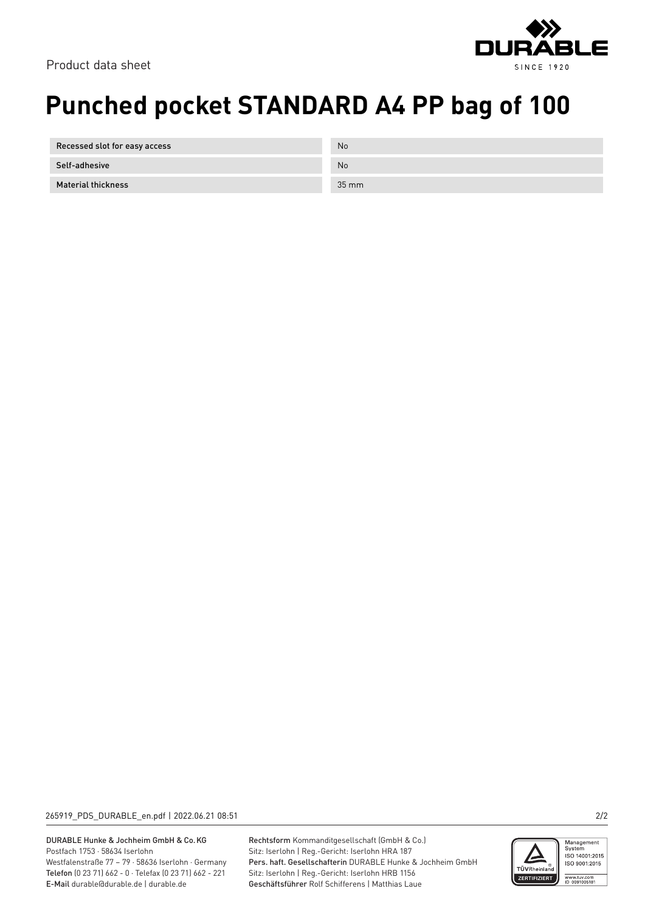# Punched pocket STANDARD A4 PP bag of 100

| | |
|---|---|
| Recessed slot for easy access | No |
| Self-adhesive | No |
| Material thickness | 35 mm |

265919_PDS_DURABLE_en.pdf | 2022.06.21 08:51

DURABLE Hunke & Jochheim GmbH & Co. KG
Postfach 1753 · 58634 Iserlohn
Westfalenstraße 77 – 79 · 58636 Iserlohn · Germany
Telefon (0 23 71) 662 - 0 · Telefax (0 23 71) 662 - 221
E-Mail durable@durable.de | durable.de

Rechtsform Kommanditgesellschaft (GmbH & Co.)
Sitz: Iserlohn | Reg.-Gericht: Iserlohn HRA 187
Pers. haft. Gesellschafterin DURABLE Hunke & Jochheim GmbH
Sitz: Iserlohn | Reg.-Gericht: Iserlohn HRB 1156
Geschäftsführer Rolf Schifferens | Matthias Laue

TÜVRheinland ZERTIFIZIERT
Management System ISO 14001:2015 ISO 9001:2015
www.tuv.com ID 0091005181